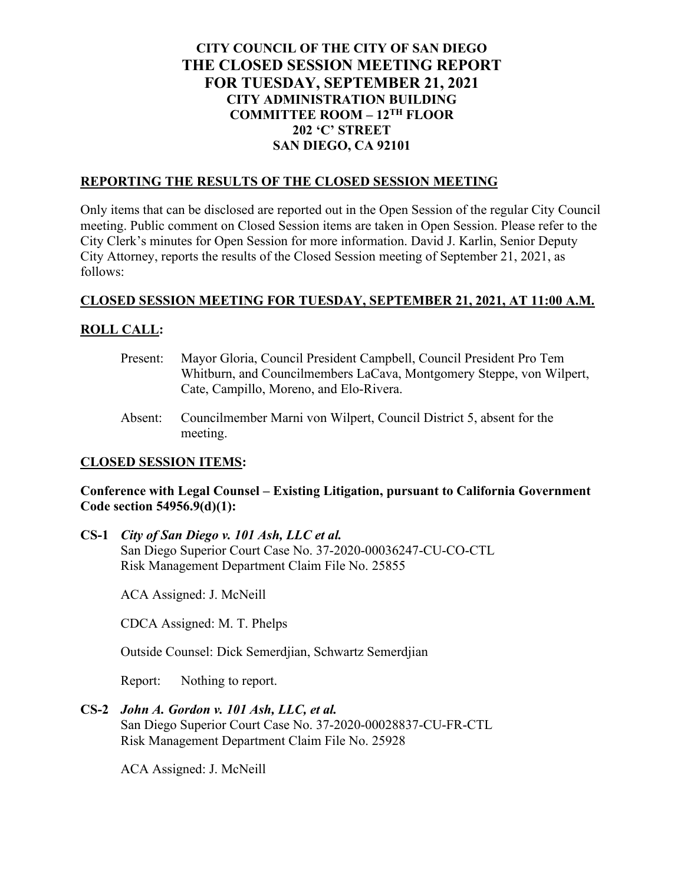# CITY COUNCIL OF THE CITY OF SAN DIEGO
# THE CLOSED SESSION MEETING REPORT
# FOR TUESDAY, SEPTEMBER 21, 2021
### CITY ADMINISTRATION BUILDING
### COMMITTEE ROOM – 12TH FLOOR
### 202 'C' STREET
### SAN DIEGO, CA 92101

## REPORTING THE RESULTS OF THE CLOSED SESSION MEETING

Only items that can be disclosed are reported out in the Open Session of the regular City Council meeting. Public comment on Closed Session items are taken in Open Session. Please refer to the City Clerk's minutes for Open Session for more information. David J. Karlin, Senior Deputy City Attorney, reports the results of the Closed Session meeting of September 21, 2021, as follows:

## CLOSED SESSION MEETING FOR TUESDAY, SEPTEMBER 21, 2021, AT 11:00 A.M.

## ROLL CALL:

Present: Mayor Gloria, Council President Campbell, Council President Pro Tem Whitburn, and Councilmembers LaCava, Montgomery Steppe, von Wilpert, Cate, Campillo, Moreno, and Elo-Rivera.

Absent: Councilmember Marni von Wilpert, Council District 5, absent for the meeting.

## CLOSED SESSION ITEMS:

**Conference with Legal Counsel – Existing Litigation, pursuant to California Government Code section 54956.9(d)(1):**

**CS-1** ***City of San Diego v. 101 Ash, LLC et al.***
San Diego Superior Court Case No. 37-2020-00036247-CU-CO-CTL
Risk Management Department Claim File No. 25855

ACA Assigned: J. McNeill

CDCA Assigned: M. T. Phelps

Outside Counsel: Dick Semerdjian, Schwartz Semerdjian

Report: Nothing to report.

**CS-2** ***John A. Gordon v. 101 Ash, LLC, et al.***
San Diego Superior Court Case No. 37-2020-00028837-CU-FR-CTL
Risk Management Department Claim File No. 25928

ACA Assigned: J. McNeill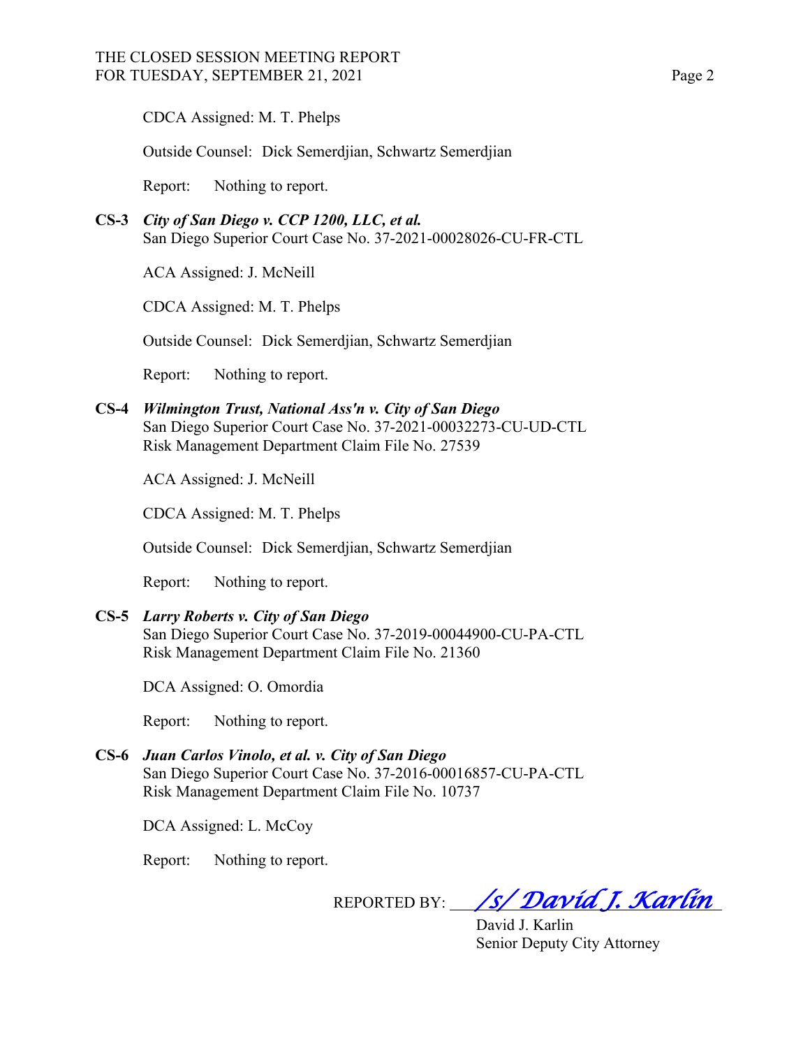CDCA Assigned: M. T. Phelps

Outside Counsel: Dick Semerdjian, Schwartz Semerdjian

Report: Nothing to report.

**CS-3** ***City of San Diego v. CCP 1200, LLC, et al.***
San Diego Superior Court Case No. 37-2021-00028026-CU-FR-CTL

ACA Assigned: J. McNeill

CDCA Assigned: M. T. Phelps

Outside Counsel: Dick Semerdjian, Schwartz Semerdjian

Report: Nothing to report.

**CS-4** ***Wilmington Trust, National Ass'n v. City of San Diego***
San Diego Superior Court Case No. 37-2021-00032273-CU-UD-CTL
Risk Management Department Claim File No. 27539

ACA Assigned: J. McNeill

CDCA Assigned: M. T. Phelps

Outside Counsel: Dick Semerdjian, Schwartz Semerdjian

Report: Nothing to report.

**CS-5** ***Larry Roberts v. City of San Diego***
San Diego Superior Court Case No. 37-2019-00044900-CU-PA-CTL
Risk Management Department Claim File No. 21360

DCA Assigned: O. Omordia

Report: Nothing to report.

**CS-6** ***Juan Carlos Vinolo, et al. v. City of San Diego***
San Diego Superior Court Case No. 37-2016-00016857-CU-PA-CTL
Risk Management Department Claim File No. 10737

DCA Assigned: L. McCoy

Report: Nothing to report.

REPORTED BY: */s/ David J. Karlin*

David J. Karlin
Senior Deputy City Attorney